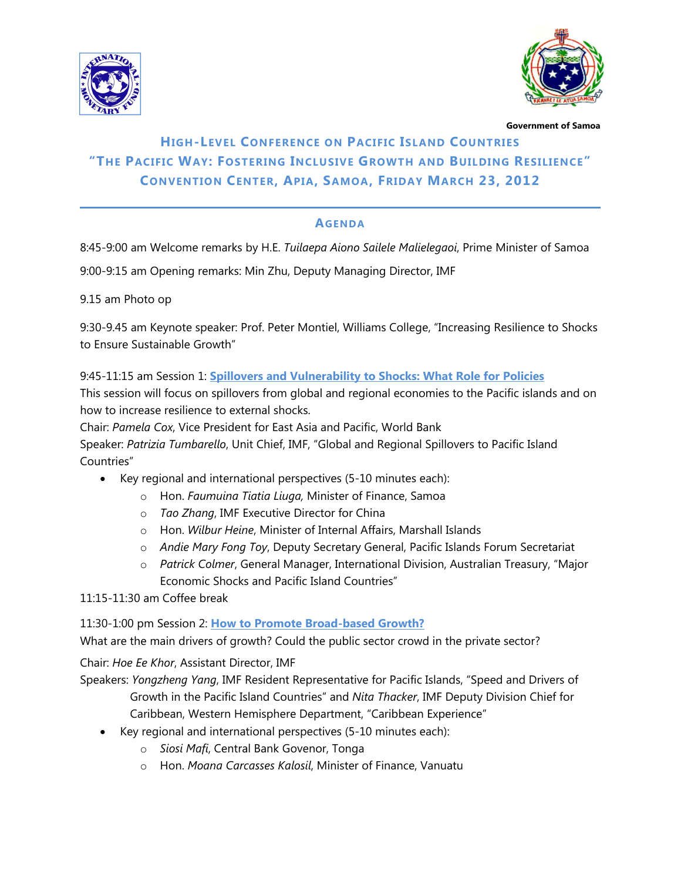Government of Samoa

# HIGH-LEVEL CONFERENCE ON PACIFIC ISLAND COUNTRIES

# "THE PACIFIC WAY: FOSTERING INCLUSIVE GROWTH AND BUILDING RESILIENCE"

# CONVENTION CENTER, APIA, SAMOA, FRIDAY MARCH 23, 2012

---

## AGENDA

8:45-9:00 am Welcome remarks by H.E. *Tuilaepa Aiono Sailele Malielegaoi*, Prime Minister of Samoa

9:00-9:15 am Opening remarks: Min Zhu, Deputy Managing Director, IMF

9.15 am Photo op

9:30-9.45 am Keynote speaker: Prof. Peter Montiel, Williams College, "Increasing Resilience to Shocks to Ensure Sustainable Growth"

9:45-11:15 am Session 1: **Spillovers and Vulnerability to Shocks: What Role for Policies**
This session will focus on spillovers from global and regional economies to the Pacific islands and on how to increase resilience to external shocks.
Chair: *Pamela Cox*, Vice President for East Asia and Pacific, World Bank
Speaker: *Patrizia Tumbarello*, Unit Chief, IMF, "Global and Regional Spillovers to Pacific Island Countries"

- Key regional and international perspectives (5-10 minutes each):
  - Hon. *Faumuina Tiatia Liuga,* Minister of Finance, Samoa
  - *Tao Zhang*, IMF Executive Director for China
  - Hon. *Wilbur Heine*, Minister of Internal Affairs, Marshall Islands
  - *Andie Mary Fong Toy*, Deputy Secretary General, Pacific Islands Forum Secretariat
  - *Patrick Colmer*, General Manager, International Division, Australian Treasury, "Major Economic Shocks and Pacific Island Countries"

11:15-11:30 am Coffee break

11:30-1:00 pm Session 2: **How to Promote Broad-based Growth?**
What are the main drivers of growth? Could the public sector crowd in the private sector?

Chair: *Hoe Ee Khor*, Assistant Director, IMF

Speakers: *Yongzheng Yang*, IMF Resident Representative for Pacific Islands, "Speed and Drivers of Growth in the Pacific Island Countries" and *Nita Thacker*, IMF Deputy Division Chief for Caribbean, Western Hemisphere Department, "Caribbean Experience"

- Key regional and international perspectives (5-10 minutes each):
  - *Siosi Mafi*, Central Bank Govenor, Tonga
  - Hon. *Moana Carcasses Kalosil*, Minister of Finance, Vanuatu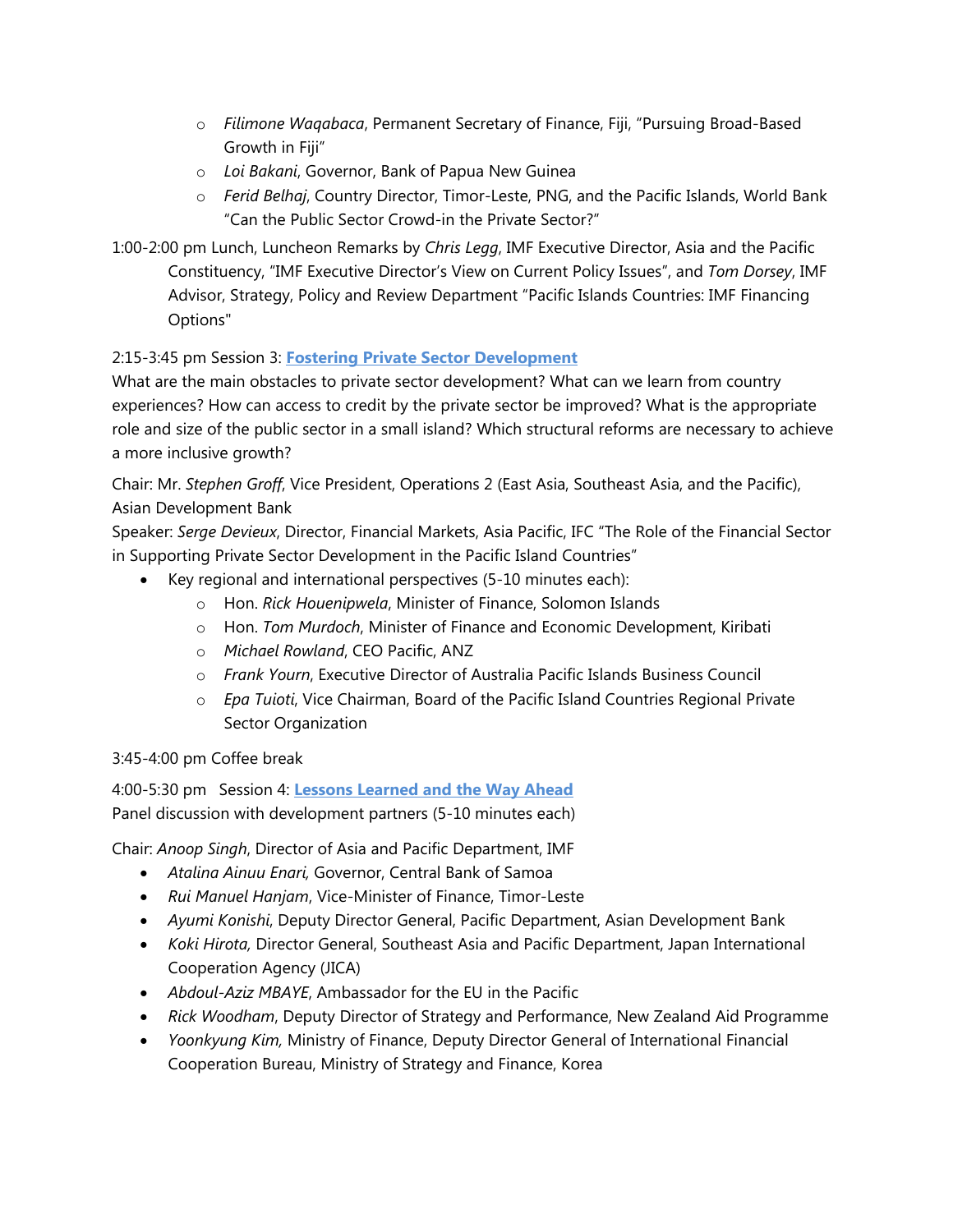- *Filimone Waqabaca*, Permanent Secretary of Finance, Fiji, "Pursuing Broad-Based Growth in Fiji"
  - *Loi Bakani*, Governor, Bank of Papua New Guinea
  - *Ferid Belhaj*, Country Director, Timor-Leste, PNG, and the Pacific Islands, World Bank "Can the Public Sector Crowd-in the Private Sector?"

1:00-2:00 pm Lunch, Luncheon Remarks by *Chris Legg*, IMF Executive Director, Asia and the Pacific Constituency, "IMF Executive Director's View on Current Policy Issues", and *Tom Dorsey*, IMF Advisor, Strategy, Policy and Review Department "Pacific Islands Countries: IMF Financing Options"

2:15-3:45 pm Session 3: **Fostering Private Sector Development**

What are the main obstacles to private sector development? What can we learn from country experiences? How can access to credit by the private sector be improved? What is the appropriate role and size of the public sector in a small island? Which structural reforms are necessary to achieve a more inclusive growth?

Chair: Mr. *Stephen Groff*, Vice President, Operations 2 (East Asia, Southeast Asia, and the Pacific), Asian Development Bank

Speaker: *Serge Devieux*, Director, Financial Markets, Asia Pacific, IFC "The Role of the Financial Sector in Supporting Private Sector Development in the Pacific Island Countries"

- Key regional and international perspectives (5-10 minutes each):
  - Hon. *Rick Houenipwela*, Minister of Finance, Solomon Islands
  - Hon. *Tom Murdoch*, Minister of Finance and Economic Development, Kiribati
  - *Michael Rowland*, CEO Pacific, ANZ
  - *Frank Yourn*, Executive Director of Australia Pacific Islands Business Council
  - *Epa Tuioti*, Vice Chairman, Board of the Pacific Island Countries Regional Private Sector Organization

3:45-4:00 pm Coffee break

4:00-5:30 pm Session 4: **Lessons Learned and the Way Ahead**

Panel discussion with development partners (5-10 minutes each)

Chair: *Anoop Singh*, Director of Asia and Pacific Department, IMF

- *Atalina Ainuu Enari,* Governor, Central Bank of Samoa
- *Rui Manuel Hanjam*, Vice-Minister of Finance, Timor-Leste
- *Ayumi Konishi*, Deputy Director General, Pacific Department, Asian Development Bank
- *Koki Hirota,* Director General, Southeast Asia and Pacific Department, Japan International Cooperation Agency (JICA)
- *Abdoul-Aziz MBAYE*, Ambassador for the EU in the Pacific
- *Rick Woodham*, Deputy Director of Strategy and Performance, New Zealand Aid Programme
- *Yoonkyung Kim,* Ministry of Finance, Deputy Director General of International Financial Cooperation Bureau, Ministry of Strategy and Finance, Korea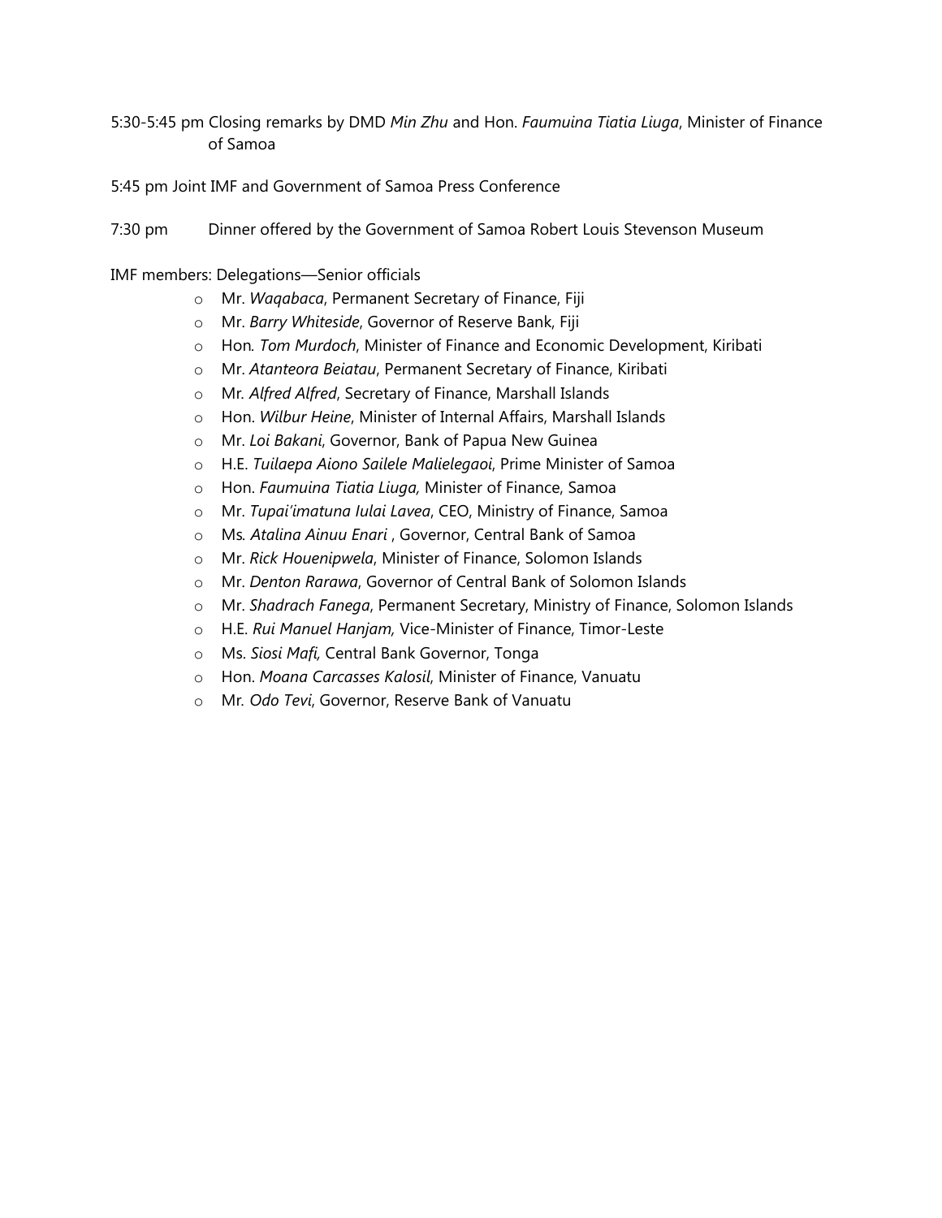5:30-5:45 pm Closing remarks by DMD *Min Zhu* and Hon. *Faumuina Tiatia Liuga*, Minister of Finance of Samoa

5:45 pm Joint IMF and Government of Samoa Press Conference

7:30 pm Dinner offered by the Government of Samoa Robert Louis Stevenson Museum

IMF members: Delegations—Senior officials

- Mr. *Waqabaca*, Permanent Secretary of Finance, Fiji
- Mr. *Barry Whiteside*, Governor of Reserve Bank, Fiji
- Hon*. Tom Murdoch*, Minister of Finance and Economic Development, Kiribati
- Mr. *Atanteora Beiatau*, Permanent Secretary of Finance, Kiribati
- Mr. *Alfred Alfred*, Secretary of Finance, Marshall Islands
- Hon. *Wilbur Heine*, Minister of Internal Affairs, Marshall Islands
- Mr. *Loi Bakani*, Governor, Bank of Papua New Guinea
- H.E. *Tuilaepa Aiono Sailele Malielegaoi*, Prime Minister of Samoa
- Hon. *Faumuina Tiatia Liuga,* Minister of Finance, Samoa
- Mr. *Tupai'imatuna Iulai Lavea*, CEO, Ministry of Finance, Samoa
- Ms*. Atalina Ainuu Enari* , Governor, Central Bank of Samoa
- Mr. *Rick Houenipwela*, Minister of Finance, Solomon Islands
- Mr. *Denton Rarawa*, Governor of Central Bank of Solomon Islands
- Mr. *Shadrach Fanega*, Permanent Secretary, Ministry of Finance, Solomon Islands
- H.E. *Rui Manuel Hanjam,* Vice-Minister of Finance, Timor-Leste
- Ms. *Siosi Mafi,* Central Bank Governor, Tonga
- Hon. *Moana Carcasses Kalosil*, Minister of Finance, Vanuatu
- Mr. *Odo Tevi*, Governor, Reserve Bank of Vanuatu